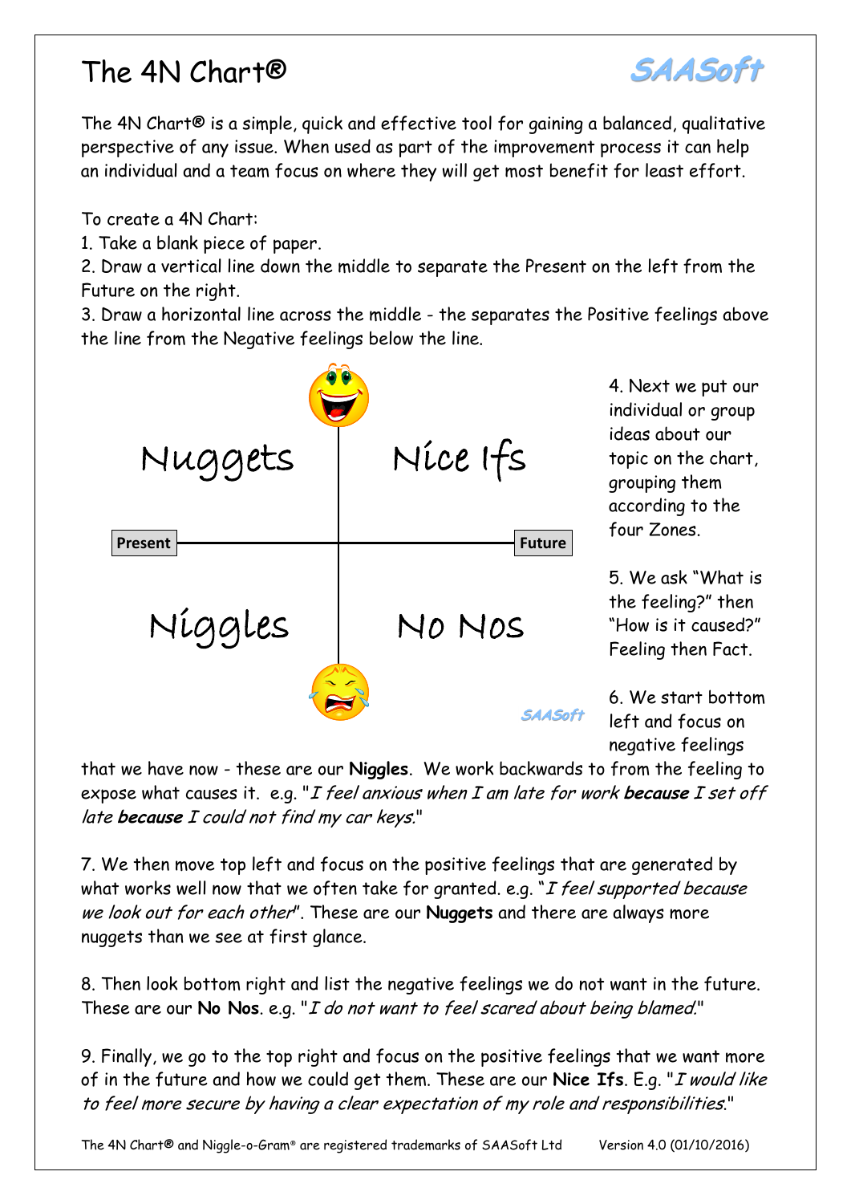# The 4N Chart®

SAASoft

The 4N Chart® is a simple, quick and effective tool for gaining a balanced, qualitative perspective of any issue. When used as part of the improvement process it can help an individual and a team focus on where they will get most benefit for least effort.

To create a 4N Chart:

1. Take a blank piece of paper.
2. Draw a vertical line down the middle to separate the Present on the left from the Future on the right.
3. Draw a horizontal line across the middle - the separates the Positive feelings above the line from the Negative feelings below the line.

Nuggets

Nice Ifs

Present

Future

Niggles

No Nos

SAASoft

4. Next we put our individual or group ideas about our topic on the chart, grouping them according to the four Zones.

5. We ask "What is the feeling?" then "How is it caused?" Feeling then Fact.

6. We start bottom left and focus on negative feelings that we have now - these are our **Niggles**. We work backwards to from the feeling to expose what causes it. e.g. "*I feel anxious when I am late for work **because** I set off late **because** I could not find my car keys.*"

7. We then move top left and focus on the positive feelings that are generated by what works well now that we often take for granted. e.g. "*I feel supported because we look out for each other*". These are our **Nuggets** and there are always more nuggets than we see at first glance.

8. Then look bottom right and list the negative feelings we do not want in the future. These are our **No Nos**. e.g. "*I do not want to feel scared about being blamed.*"

9. Finally, we go to the top right and focus on the positive feelings that we want more of in the future and how we could get them. These are our **Nice Ifs**. E.g. "*I would like to feel more secure by having a clear expectation of my role and responsibilities.*"

The 4N Chart® and Niggle-o-Gram® are registered trademarks of SAASoft Ltd Version 4.0 (01/10/2016)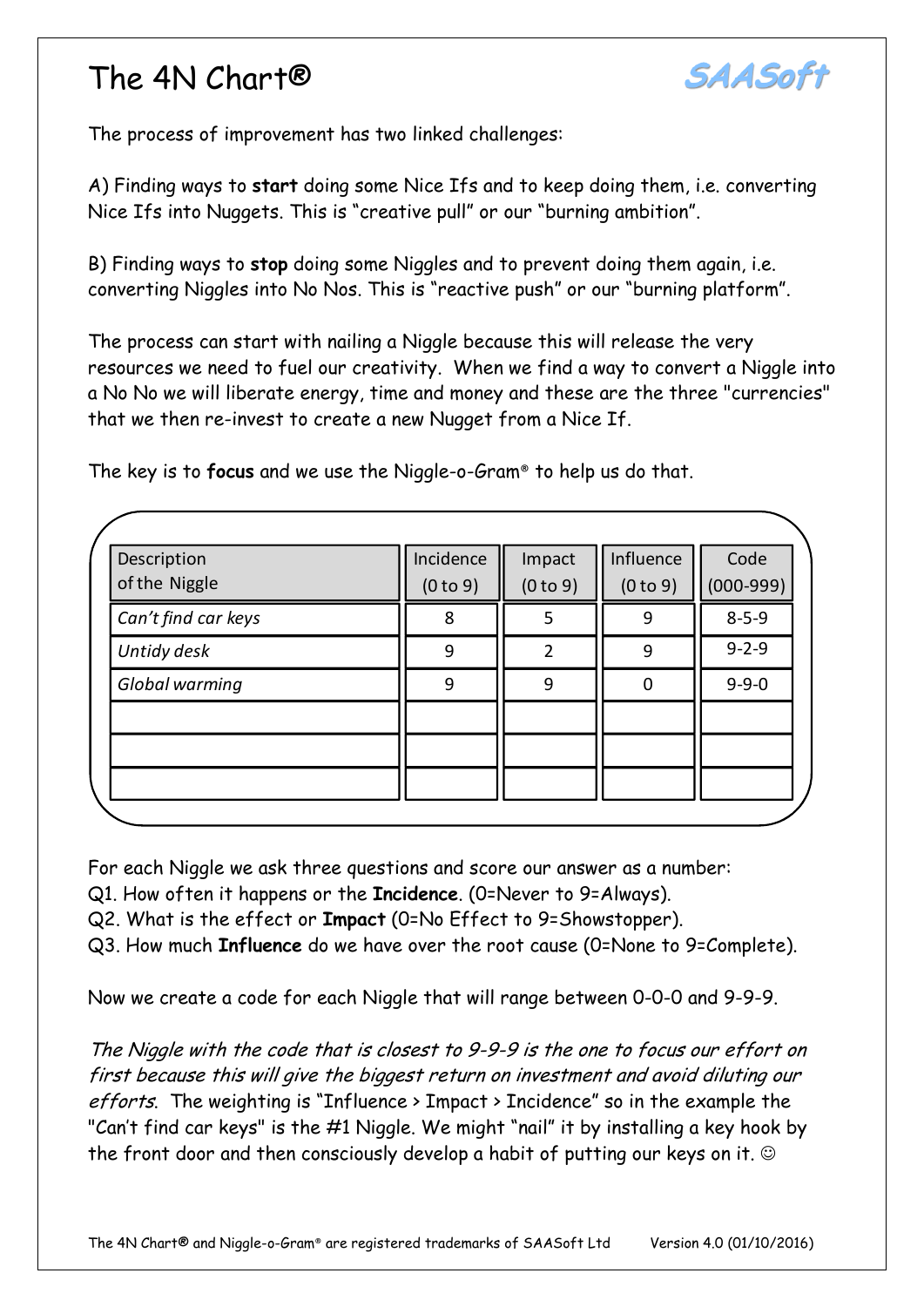# The 4N Chart®

SAASoft

The process of improvement has two linked challenges:

A) Finding ways to **start** doing some Nice Ifs and to keep doing them, i.e. converting Nice Ifs into Nuggets. This is "creative pull" or our "burning ambition".

B) Finding ways to **stop** doing some Niggles and to prevent doing them again, i.e. converting Niggles into No Nos. This is "reactive push" or our "burning platform".

The process can start with nailing a Niggle because this will release the very resources we need to fuel our creativity. When we find a way to convert a Niggle into a No No we will liberate energy, time and money and these are the three "currencies" that we then re-invest to create a new Nugget from a Nice If.

The key is to **focus** and we use the Niggle-o-Gram® to help us do that.

| Description of the Niggle | Incidence (0 to 9) | Impact (0 to 9) | Influence (0 to 9) | Code (000-999) |
|---|---|---|---|---|
| *Can't find car keys* | 8 | 5 | 9 | 8-5-9 |
| *Untidy desk* | 9 | 2 | 9 | 9-2-9 |
| *Global warming* | 9 | 9 | 0 | 9-9-0 |
| | | | | |
| | | | | |
| | | | | |

For each Niggle we ask three questions and score our answer as a number:
Q1. How often it happens or the **Incidence**. (0=Never to 9=Always).
Q2. What is the effect or **Impact** (0=No Effect to 9=Showstopper).
Q3. How much **Influence** do we have over the root cause (0=None to 9=Complete).

Now we create a code for each Niggle that will range between 0-0-0 and 9-9-9.

*The Niggle with the code that is closest to 9-9-9 is the one to focus our effort on first because this will give the biggest return on investment and avoid diluting our efforts*. The weighting is "Influence > Impact > Incidence" so in the example the "Can't find car keys" is the #1 Niggle. We might "nail" it by installing a key hook by the front door and then consciously develop a habit of putting our keys on it. ☺

The 4N Chart® and Niggle-o-Gram® are registered trademarks of SAASoft Ltd Version 4.0 (01/10/2016)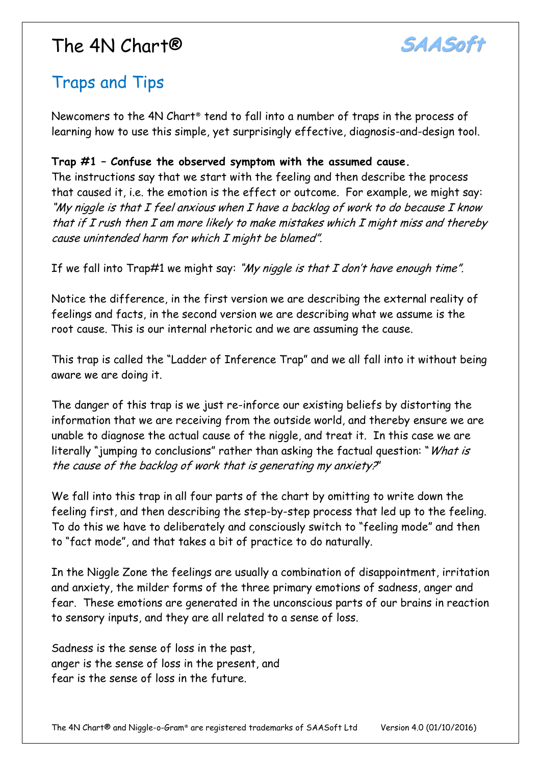# The 4N Chart®

SAASoft

## Traps and Tips

Newcomers to the 4N Chart® tend to fall into a number of traps in the process of learning how to use this simple, yet surprisingly effective, diagnosis-and-design tool.

**Trap #1 – Confuse the observed symptom with the assumed cause.**
The instructions say that we start with the feeling and then describe the process that caused it, i.e. the emotion is the effect or outcome. For example, we might say: *"My niggle is that I feel anxious when I have a backlog of work to do because I know that if I rush then I am more likely to make mistakes which I might miss and thereby cause unintended harm for which I might be blamed".*

If we fall into Trap#1 we might say: *"My niggle is that I don't have enough time".*

Notice the difference, in the first version we are describing the external reality of feelings and facts, in the second version we are describing what we assume is the root cause. This is our internal rhetoric and we are assuming the cause.

This trap is called the "Ladder of Inference Trap" and we all fall into it without being aware we are doing it.

The danger of this trap is we just re-inforce our existing beliefs by distorting the information that we are receiving from the outside world, and thereby ensure we are unable to diagnose the actual cause of the niggle, and treat it. In this case we are literally "jumping to conclusions" rather than asking the factual question: "*What is the cause of the backlog of work that is generating my anxiety?*"

We fall into this trap in all four parts of the chart by omitting to write down the feeling first, and then describing the step-by-step process that led up to the feeling. To do this we have to deliberately and consciously switch to "feeling mode" and then to "fact mode", and that takes a bit of practice to do naturally.

In the Niggle Zone the feelings are usually a combination of disappointment, irritation and anxiety, the milder forms of the three primary emotions of sadness, anger and fear. These emotions are generated in the unconscious parts of our brains in reaction to sensory inputs, and they are all related to a sense of loss.

Sadness is the sense of loss in the past,
anger is the sense of loss in the present, and
fear is the sense of loss in the future.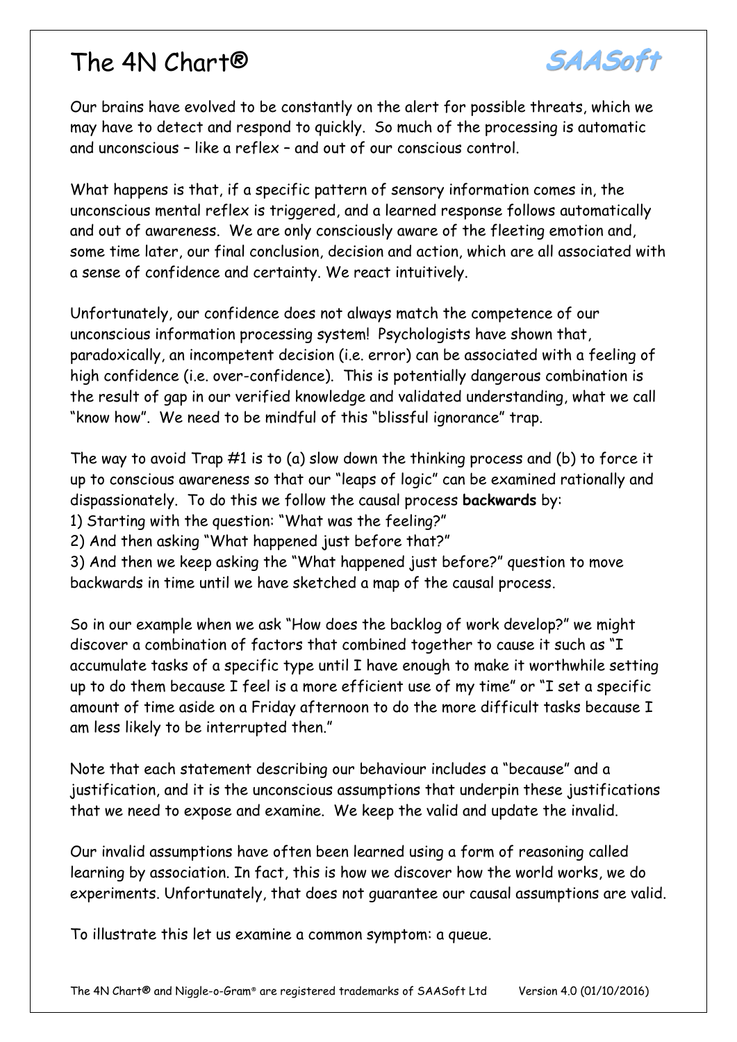# The 4N Chart®

Our brains have evolved to be constantly on the alert for possible threats, which we may have to detect and respond to quickly. So much of the processing is automatic and unconscious – like a reflex – and out of our conscious control.

What happens is that, if a specific pattern of sensory information comes in, the unconscious mental reflex is triggered, and a learned response follows automatically and out of awareness. We are only consciously aware of the fleeting emotion and, some time later, our final conclusion, decision and action, which are all associated with a sense of confidence and certainty. We react intuitively.

Unfortunately, our confidence does not always match the competence of our unconscious information processing system! Psychologists have shown that, paradoxically, an incompetent decision (i.e. error) can be associated with a feeling of high confidence (i.e. over-confidence). This is potentially dangerous combination is the result of gap in our verified knowledge and validated understanding, what we call "know how". We need to be mindful of this "blissful ignorance" trap.

The way to avoid Trap #1 is to (a) slow down the thinking process and (b) to force it up to conscious awareness so that our "leaps of logic" can be examined rationally and dispassionately. To do this we follow the causal process **backwards** by:

1) Starting with the question: "What was the feeling?"
2) And then asking "What happened just before that?"
3) And then we keep asking the "What happened just before?" question to move backwards in time until we have sketched a map of the causal process.

So in our example when we ask "How does the backlog of work develop?" we might discover a combination of factors that combined together to cause it such as "I accumulate tasks of a specific type until I have enough to make it worthwhile setting up to do them because I feel is a more efficient use of my time" or "I set a specific amount of time aside on a Friday afternoon to do the more difficult tasks because I am less likely to be interrupted then."

Note that each statement describing our behaviour includes a "because" and a justification, and it is the unconscious assumptions that underpin these justifications that we need to expose and examine. We keep the valid and update the invalid.

Our invalid assumptions have often been learned using a form of reasoning called learning by association. In fact, this is how we discover how the world works, we do experiments. Unfortunately, that does not guarantee our causal assumptions are valid.

To illustrate this let us examine a common symptom: a queue.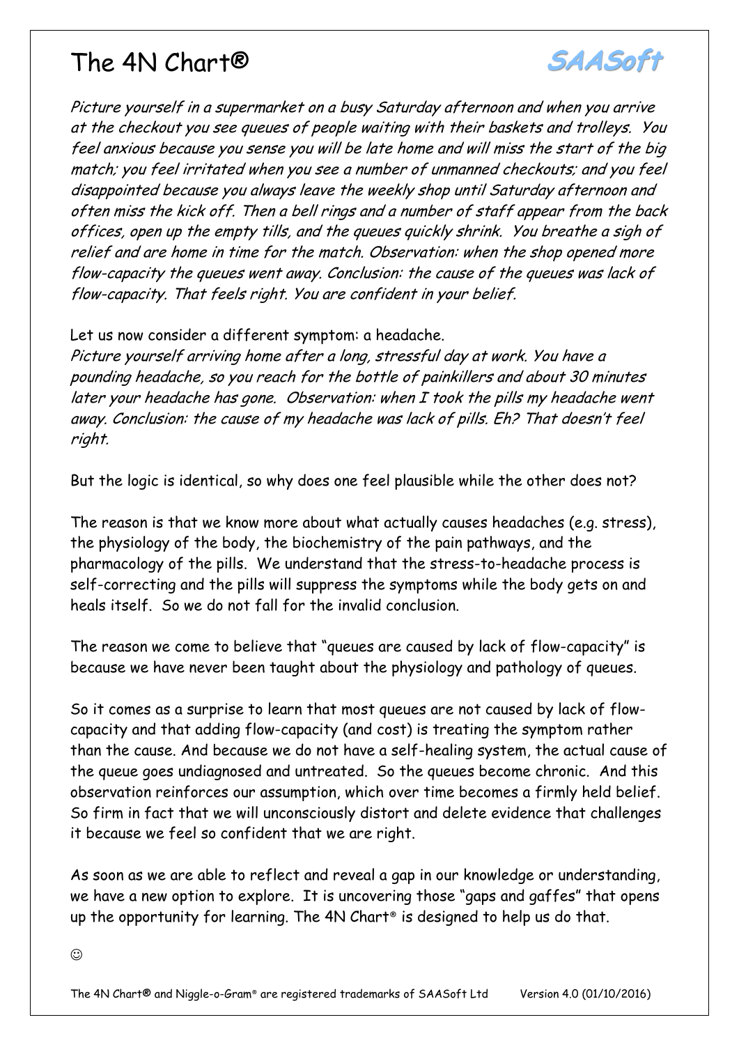# The 4N Chart®

SAASoft

*Picture yourself in a supermarket on a busy Saturday afternoon and when you arrive at the checkout you see queues of people waiting with their baskets and trolleys. You feel anxious because you sense you will be late home and will miss the start of the big match; you feel irritated when you see a number of unmanned checkouts; and you feel disappointed because you always leave the weekly shop until Saturday afternoon and often miss the kick off. Then a bell rings and a number of staff appear from the back offices, open up the empty tills, and the queues quickly shrink. You breathe a sigh of relief and are home in time for the match. Observation: when the shop opened more flow-capacity the queues went away. Conclusion: the cause of the queues was lack of flow-capacity. That feels right. You are confident in your belief.*

Let us now consider a different symptom: a headache.

*Picture yourself arriving home after a long, stressful day at work. You have a pounding headache, so you reach for the bottle of painkillers and about 30 minutes later your headache has gone. Observation: when I took the pills my headache went away. Conclusion: the cause of my headache was lack of pills. Eh? That doesn't feel right.*

But the logic is identical, so why does one feel plausible while the other does not?

The reason is that we know more about what actually causes headaches (e.g. stress), the physiology of the body, the biochemistry of the pain pathways, and the pharmacology of the pills. We understand that the stress-to-headache process is self-correcting and the pills will suppress the symptoms while the body gets on and heals itself. So we do not fall for the invalid conclusion.

The reason we come to believe that "queues are caused by lack of flow-capacity" is because we have never been taught about the physiology and pathology of queues.

So it comes as a surprise to learn that most queues are not caused by lack of flow-capacity and that adding flow-capacity (and cost) is treating the symptom rather than the cause. And because we do not have a self-healing system, the actual cause of the queue goes undiagnosed and untreated. So the queues become chronic. And this observation reinforces our assumption, which over time becomes a firmly held belief. So firm in fact that we will unconsciously distort and delete evidence that challenges it because we feel so confident that we are right.

As soon as we are able to reflect and reveal a gap in our knowledge or understanding, we have a new option to explore. It is uncovering those "gaps and gaffes" that opens up the opportunity for learning. The 4N Chart® is designed to help us do that.

☺

The 4N Chart® and Niggle-o-Gram® are registered trademarks of SAASoft Ltd Version 4.0 (01/10/2016)